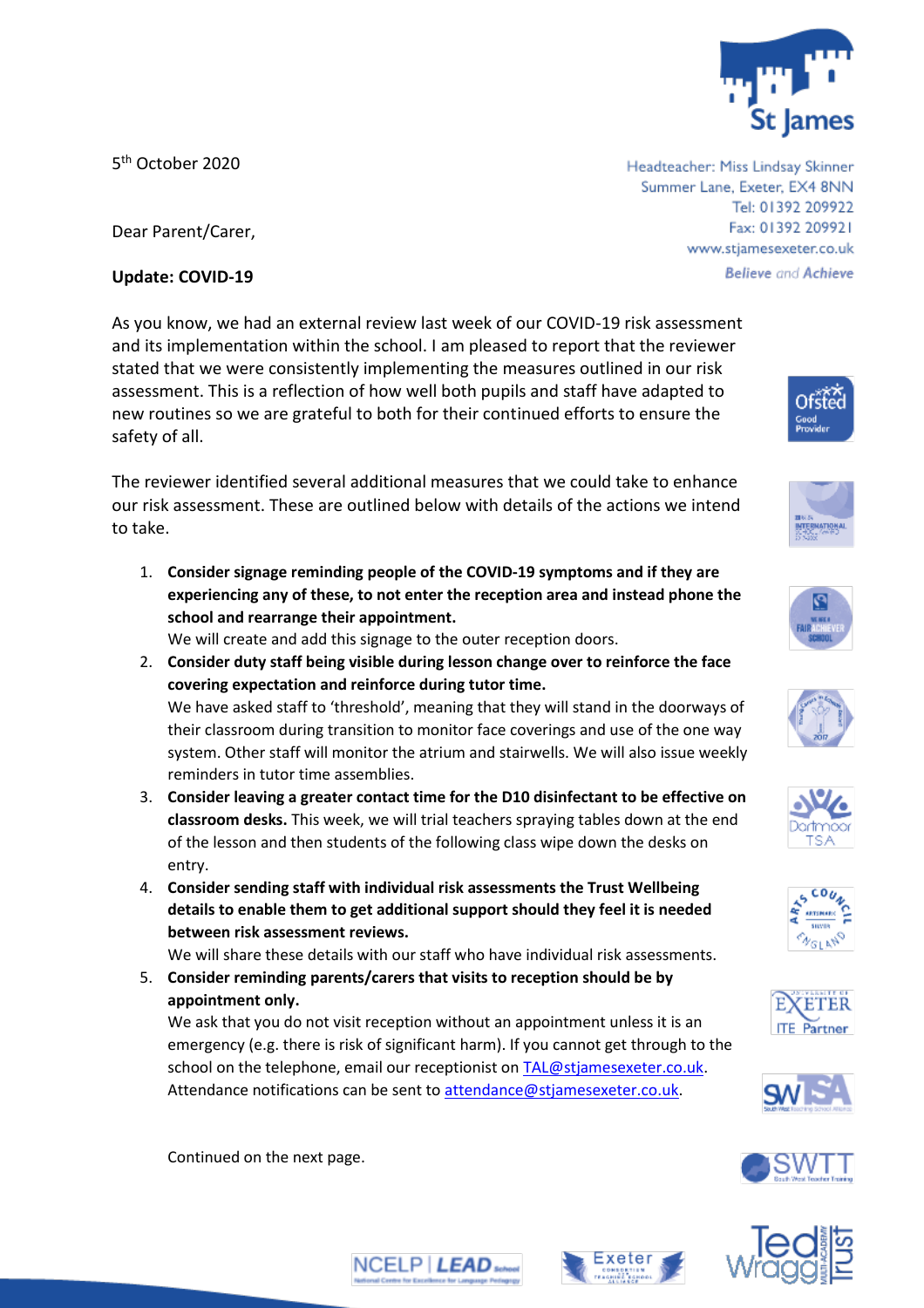St James

Headteacher: Miss Lindsay Skinner
Summer Lane, Exeter, EX4 8NN
Tel: 01392 209922
Fax: 01392 209921
www.stjamesexeter.co.uk
*Believe and Achieve*

5th October 2020

Dear Parent/Carer,

**Update: COVID-19**

As you know, we had an external review last week of our COVID-19 risk assessment and its implementation within the school. I am pleased to report that the reviewer stated that we were consistently implementing the measures outlined in our risk assessment. This is a reflection of how well both pupils and staff have adapted to new routines so we are grateful to both for their continued efforts to ensure the safety of all.

The reviewer identified several additional measures that we could take to enhance our risk assessment. These are outlined below with details of the actions we intend to take.

1. **Consider signage reminding people of the COVID-19 symptoms and if they are experiencing any of these, to not enter the reception area and instead phone the school and rearrange their appointment.**
   We will create and add this signage to the outer reception doors.
2. **Consider duty staff being visible during lesson change over to reinforce the face covering expectation and reinforce during tutor time.**
   We have asked staff to 'threshold', meaning that they will stand in the doorways of their classroom during transition to monitor face coverings and use of the one way system. Other staff will monitor the atrium and stairwells. We will also issue weekly reminders in tutor time assemblies.
3. **Consider leaving a greater contact time for the D10 disinfectant to be effective on classroom desks.** This week, we will trial teachers spraying tables down at the end of the lesson and then students of the following class wipe down the desks on entry.
4. **Consider sending staff with individual risk assessments the Trust Wellbeing details to enable them to get additional support should they feel it is needed between risk assessment reviews.**
   We will share these details with our staff who have individual risk assessments.
5. **Consider reminding parents/carers that visits to reception should be by appointment only.**
   We ask that you do not visit reception without an appointment unless it is an emergency (e.g. there is risk of significant harm). If you cannot get through to the school on the telephone, email our receptionist on TAL@stjamesexeter.co.uk. Attendance notifications can be sent to attendance@stjamesexeter.co.uk.

Continued on the next page.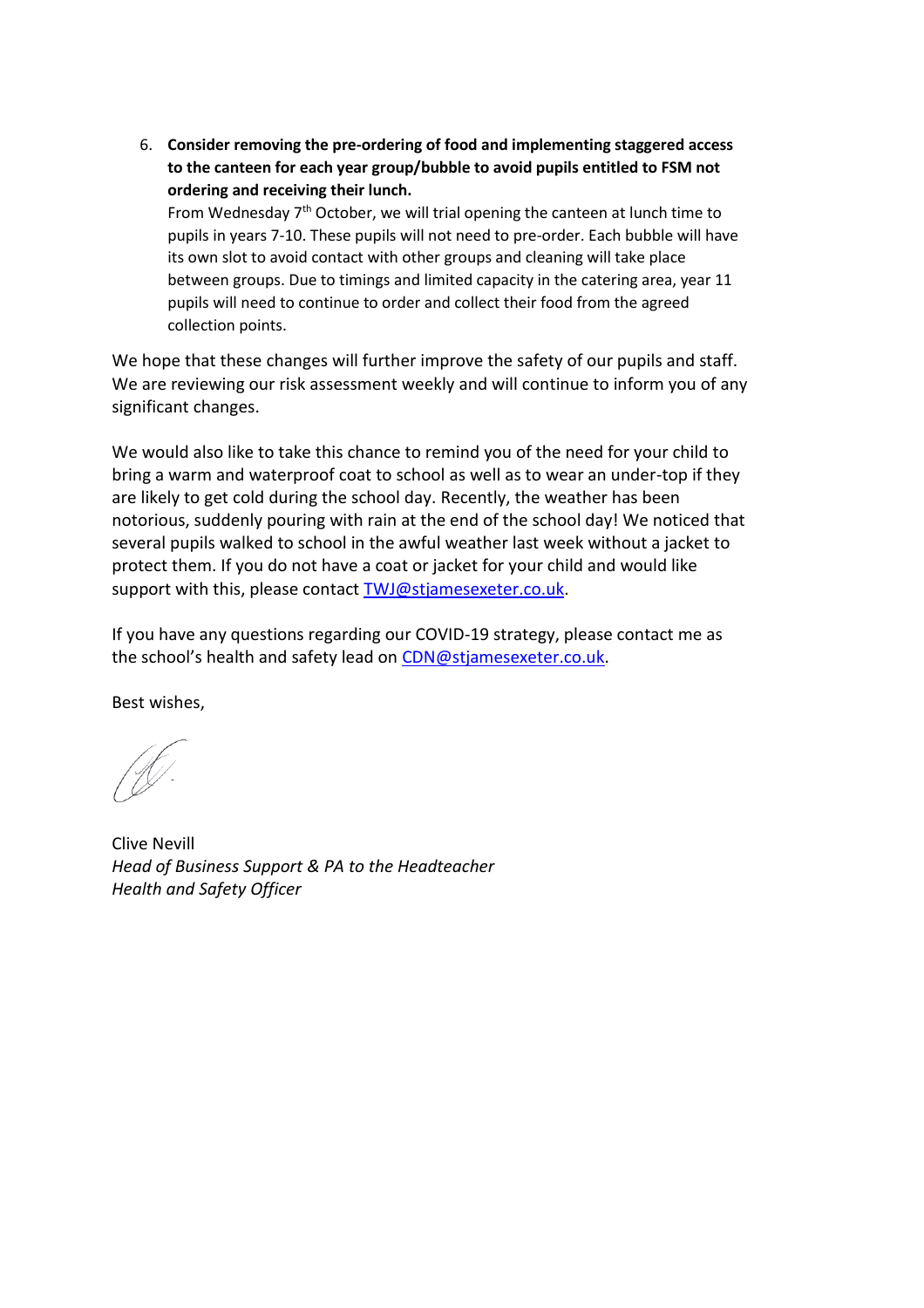6. **Consider removing the pre-ordering of food and implementing staggered access to the canteen for each year group/bubble to avoid pupils entitled to FSM not ordering and receiving their lunch.**
   From Wednesday 7th October, we will trial opening the canteen at lunch time to pupils in years 7-10. These pupils will not need to pre-order. Each bubble will have its own slot to avoid contact with other groups and cleaning will take place between groups. Due to timings and limited capacity in the catering area, year 11 pupils will need to continue to order and collect their food from the agreed collection points.

We hope that these changes will further improve the safety of our pupils and staff. We are reviewing our risk assessment weekly and will continue to inform you of any significant changes.

We would also like to take this chance to remind you of the need for your child to bring a warm and waterproof coat to school as well as to wear an under-top if they are likely to get cold during the school day. Recently, the weather has been notorious, suddenly pouring with rain at the end of the school day! We noticed that several pupils walked to school in the awful weather last week without a jacket to protect them. If you do not have a coat or jacket for your child and would like support with this, please contact TWJ@stjamesexeter.co.uk.

If you have any questions regarding our COVID-19 strategy, please contact me as the school's health and safety lead on CDN@stjamesexeter.co.uk.

Best wishes,

Clive Nevill
*Head of Business Support & PA to the Headteacher*
*Health and Safety Officer*